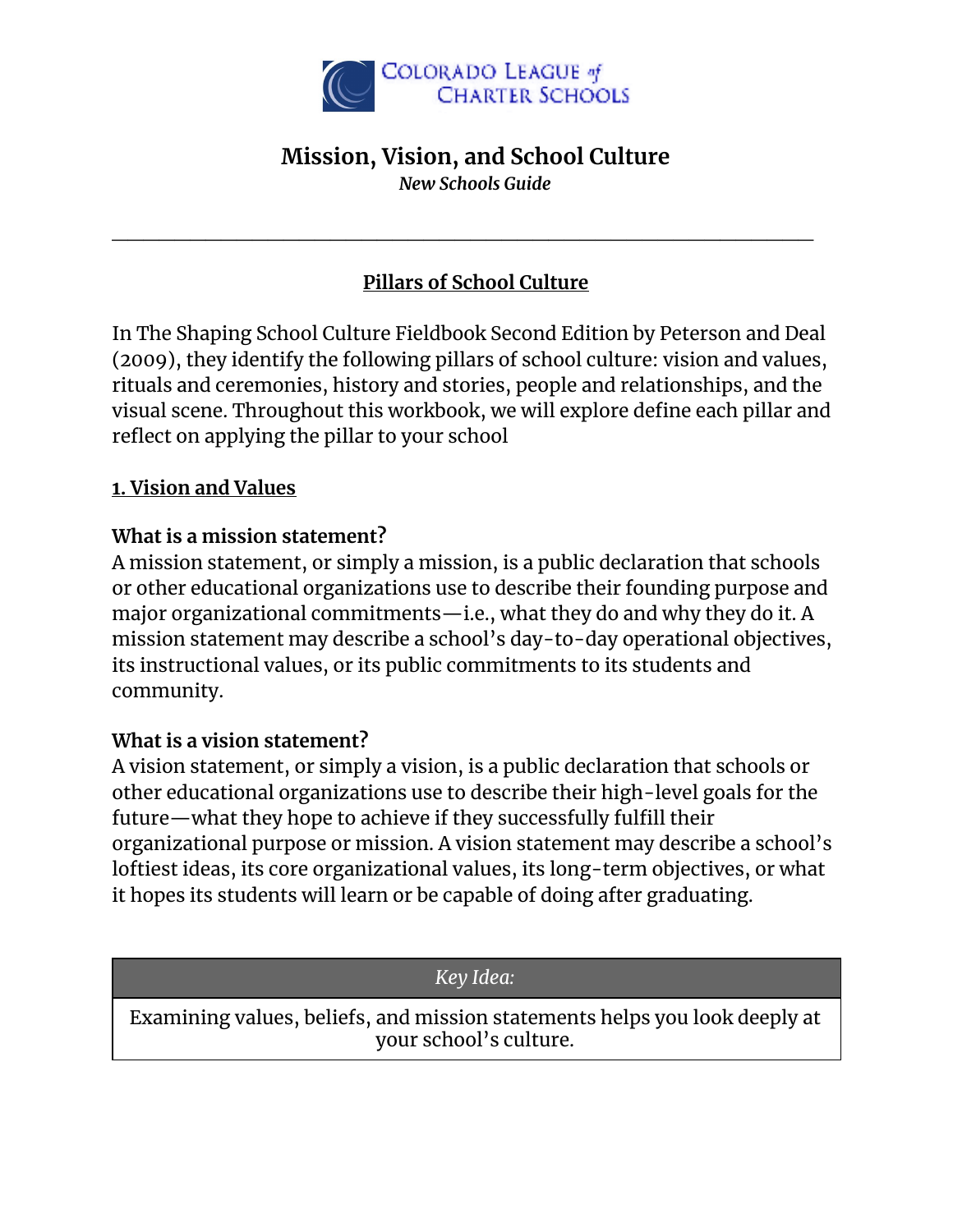COLORADO LEAGUE of CHARTER SCHOOLS

# Mission, Vision, and School Culture

*New Schools Guide*

---

## Pillars of School Culture

In The Shaping School Culture Fieldbook Second Edition by Peterson and Deal (2009), they identify the following pillars of school culture: vision and values, rituals and ceremonies, history and stories, people and relationships, and the visual scene. Throughout this workbook, we will explore define each pillar and reflect on applying the pillar to your school

### 1. Vision and Values

**What is a mission statement?**

A mission statement, or simply a mission, is a public declaration that schools or other educational organizations use to describe their founding purpose and major organizational commitments—i.e., what they do and why they do it. A mission statement may describe a school's day-to-day operational objectives, its instructional values, or its public commitments to its students and community.

**What is a vision statement?**

A vision statement, or simply a vision, is a public declaration that schools or other educational organizations use to describe their high-level goals for the future—what they hope to achieve if they successfully fulfill their organizational purpose or mission. A vision statement may describe a school's loftiest ideas, its core organizational values, its long-term objectives, or what it hopes its students will learn or be capable of doing after graduating.

| *Key Idea:* |
| --- |
| Examining values, beliefs, and mission statements helps you look deeply at your school's culture. |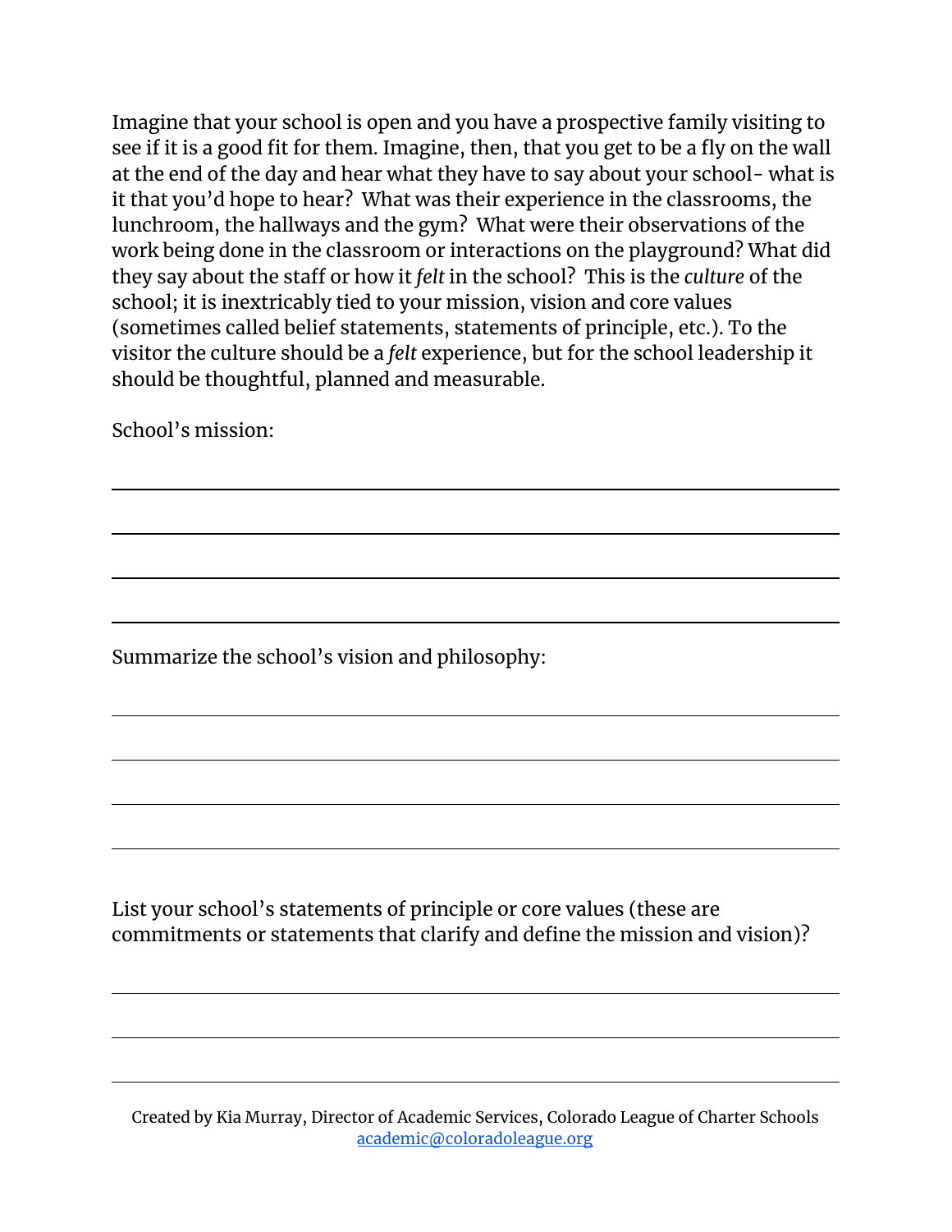Imagine that your school is open and you have a prospective family visiting to see if it is a good fit for them. Imagine, then, that you get to be a fly on the wall at the end of the day and hear what they have to say about your school- what is it that you'd hope to hear? What was their experience in the classrooms, the lunchroom, the hallways and the gym? What were their observations of the work being done in the classroom or interactions on the playground? What did they say about the staff or how it *felt* in the school? This is the *culture* of the school; it is inextricably tied to your mission, vision and core values (sometimes called belief statements, statements of principle, etc.). To the visitor the culture should be a *felt* experience, but for the school leadership it should be thoughtful, planned and measurable.

School's mission:

______________________________________________________________________

______________________________________________________________________

______________________________________________________________________

______________________________________________________________________

Summarize the school's vision and philosophy:

______________________________________________________________________

______________________________________________________________________

______________________________________________________________________

______________________________________________________________________

List your school's statements of principle or core values (these are commitments or statements that clarify and define the mission and vision)?

______________________________________________________________________

______________________________________________________________________

______________________________________________________________________

Created by Kia Murray, Director of Academic Services, Colorado League of Charter Schools
academic@coloradoleague.org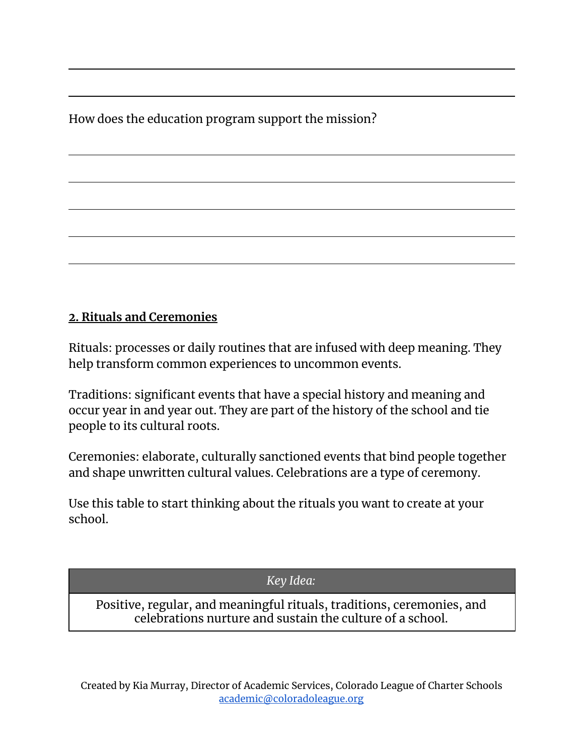How does the education program support the mission?

## 2. Rituals and Ceremonies

Rituals: processes or daily routines that are infused with deep meaning. They help transform common experiences to uncommon events.

Traditions: significant events that have a special history and meaning and occur year in and year out. They are part of the history of the school and tie people to its cultural roots.

Ceremonies: elaborate, culturally sanctioned events that bind people together and shape unwritten cultural values. Celebrations are a type of ceremony.

Use this table to start thinking about the rituals you want to create at your school.

| *Key Idea:* |
| --- |
| Positive, regular, and meaningful rituals, traditions, ceremonies, and celebrations nurture and sustain the culture of a school. |

Created by Kia Murray, Director of Academic Services, Colorado League of Charter Schools
academic@coloradoleague.org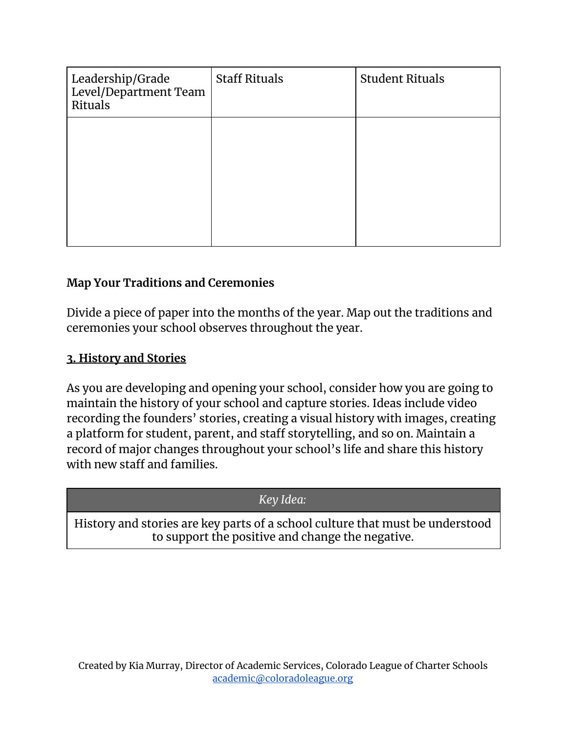| Leadership/Grade Level/Department Team Rituals | Staff Rituals | Student Rituals |
|---|---|---|
| | | |

**Map Your Traditions and Ceremonies**

Divide a piece of paper into the months of the year. Map out the traditions and ceremonies your school observes throughout the year.

## 3. History and Stories

As you are developing and opening your school, consider how you are going to maintain the history of your school and capture stories. Ideas include video recording the founders' stories, creating a visual history with images, creating a platform for student, parent, and staff storytelling, and so on. Maintain a record of major changes throughout your school's life and share this history with new staff and families.

| *Key Idea:* |
|---|
| History and stories are key parts of a school culture that must be understood to support the positive and change the negative. |

Created by Kia Murray, Director of Academic Services, Colorado League of Charter Schools
academic@coloradoleague.org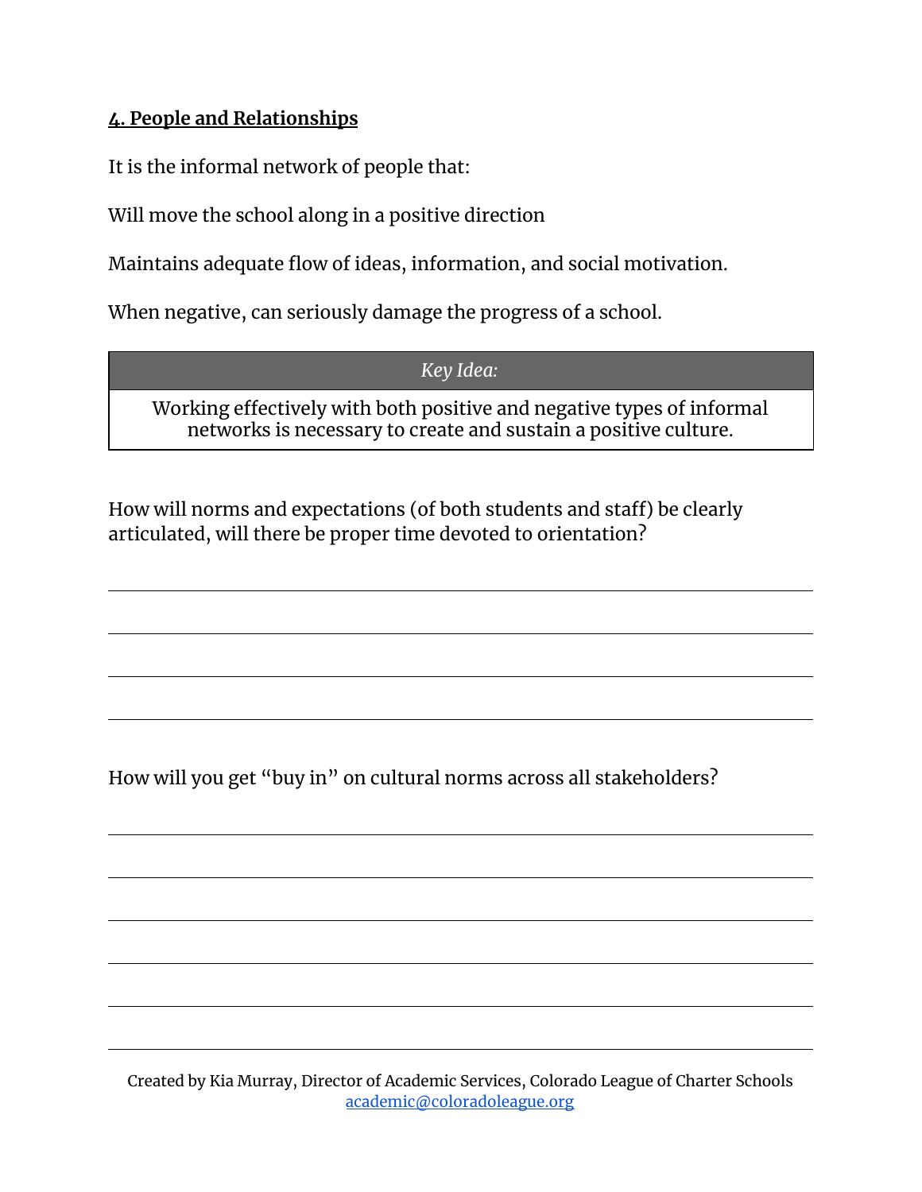## **4. People and Relationships**

It is the informal network of people that:

Will move the school along in a positive direction

Maintains adequate flow of ideas, information, and social motivation.

When negative, can seriously damage the progress of a school.

| *Key Idea:* |
| --- |
| Working effectively with both positive and negative types of informal networks is necessary to create and sustain a positive culture. |

How will norms and expectations (of both students and staff) be clearly articulated, will there be proper time devoted to orientation?

___

___

___

___

How will you get "buy in" on cultural norms across all stakeholders?

___

___

___

___

___

___

Created by Kia Murray, Director of Academic Services, Colorado League of Charter Schools
[academic@coloradoleague.org](mailto:academic@coloradoleague.org)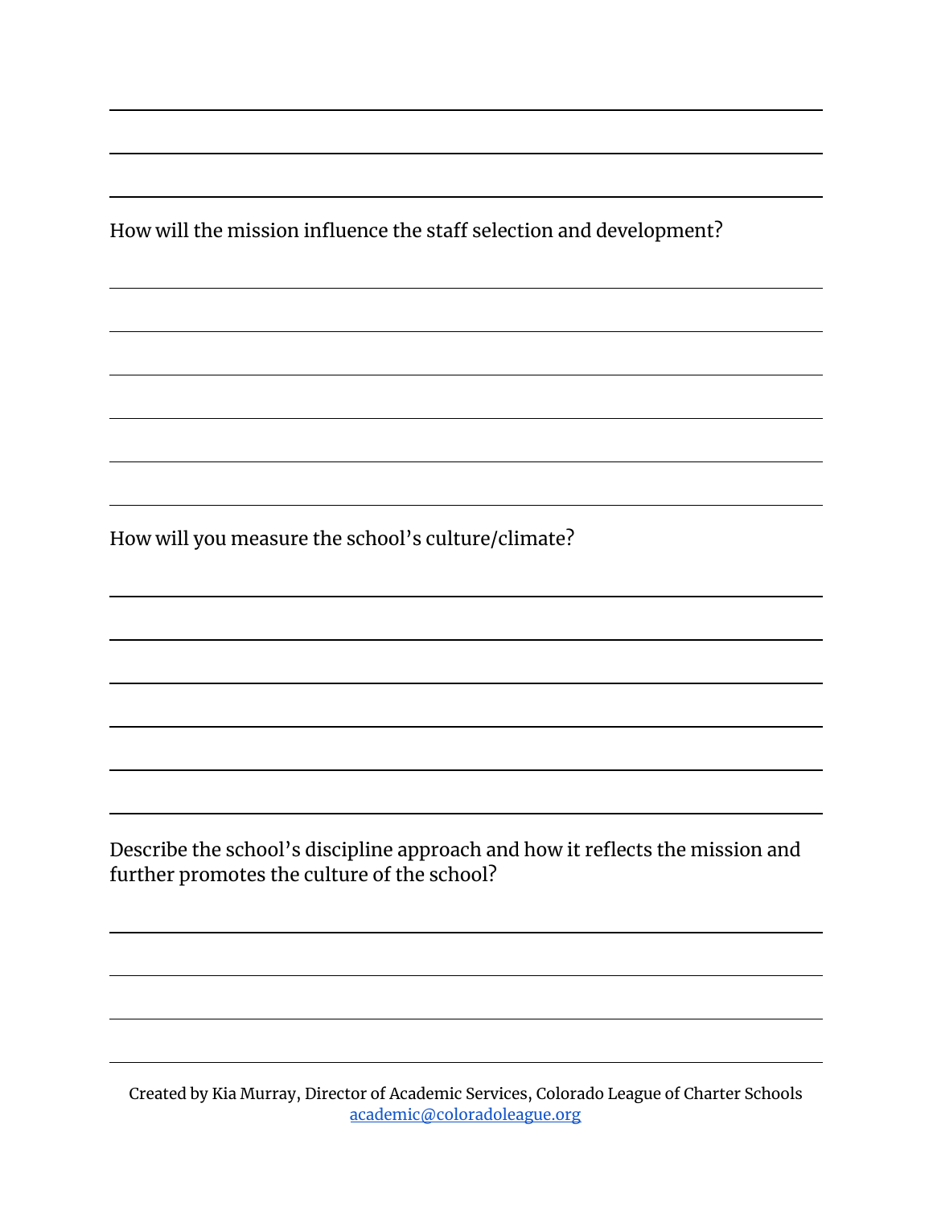How will the mission influence the staff selection and development?

How will you measure the school's culture/climate?

Describe the school's discipline approach and how it reflects the mission and further promotes the culture of the school?

Created by Kia Murray, Director of Academic Services, Colorado League of Charter Schools
academic@coloradoleague.org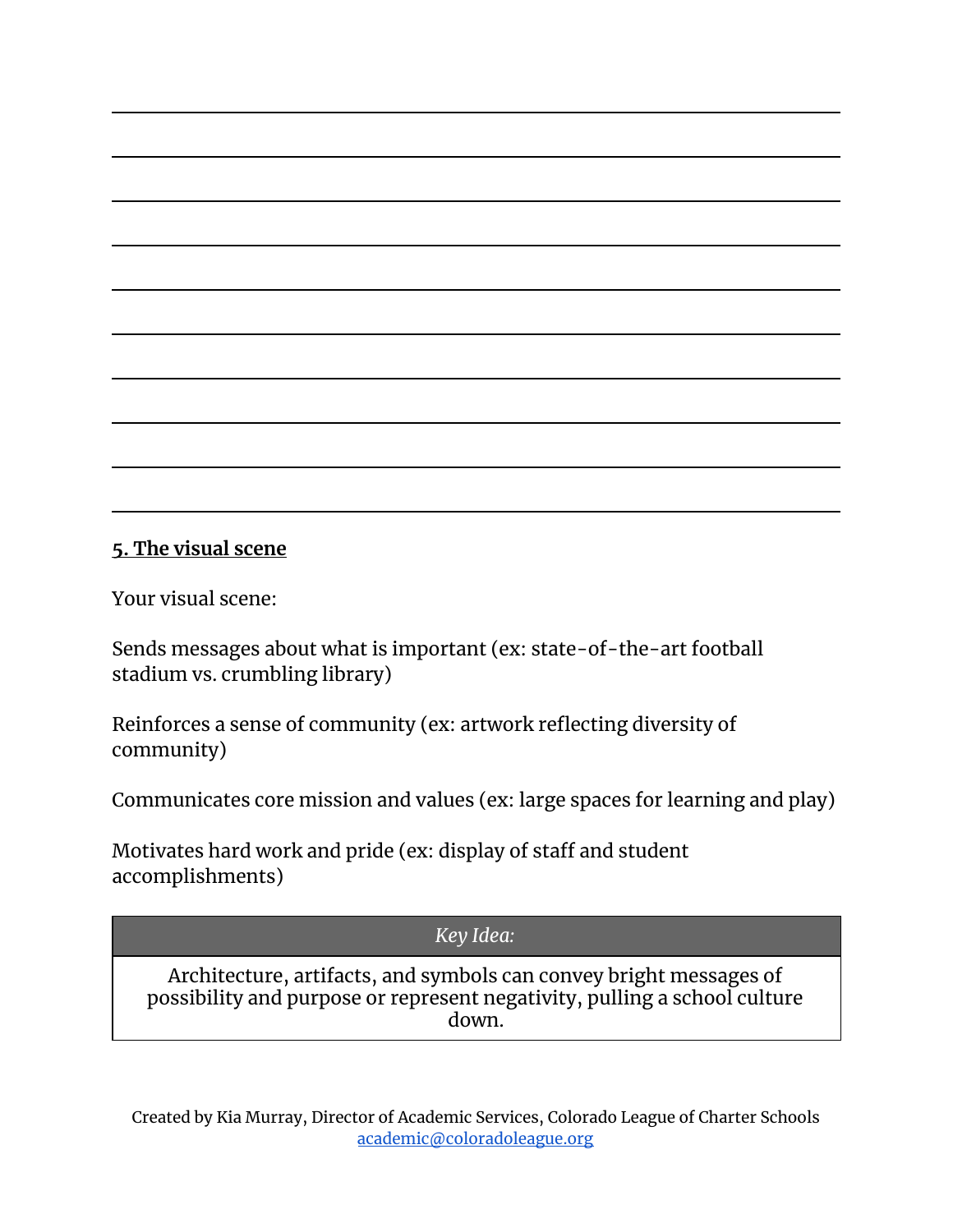5. The visual scene

Your visual scene:

Sends messages about what is important (ex: state-of-the-art football stadium vs. crumbling library)

Reinforces a sense of community (ex: artwork reflecting diversity of community)

Communicates core mission and values (ex: large spaces for learning and play)

Motivates hard work and pride (ex: display of staff and student accomplishments)

| *Key Idea:* |
| --- |
| Architecture, artifacts, and symbols can convey bright messages of possibility and purpose or represent negativity, pulling a school culture down. |

Created by Kia Murray, Director of Academic Services, Colorado League of Charter Schools
academic@coloradoleague.org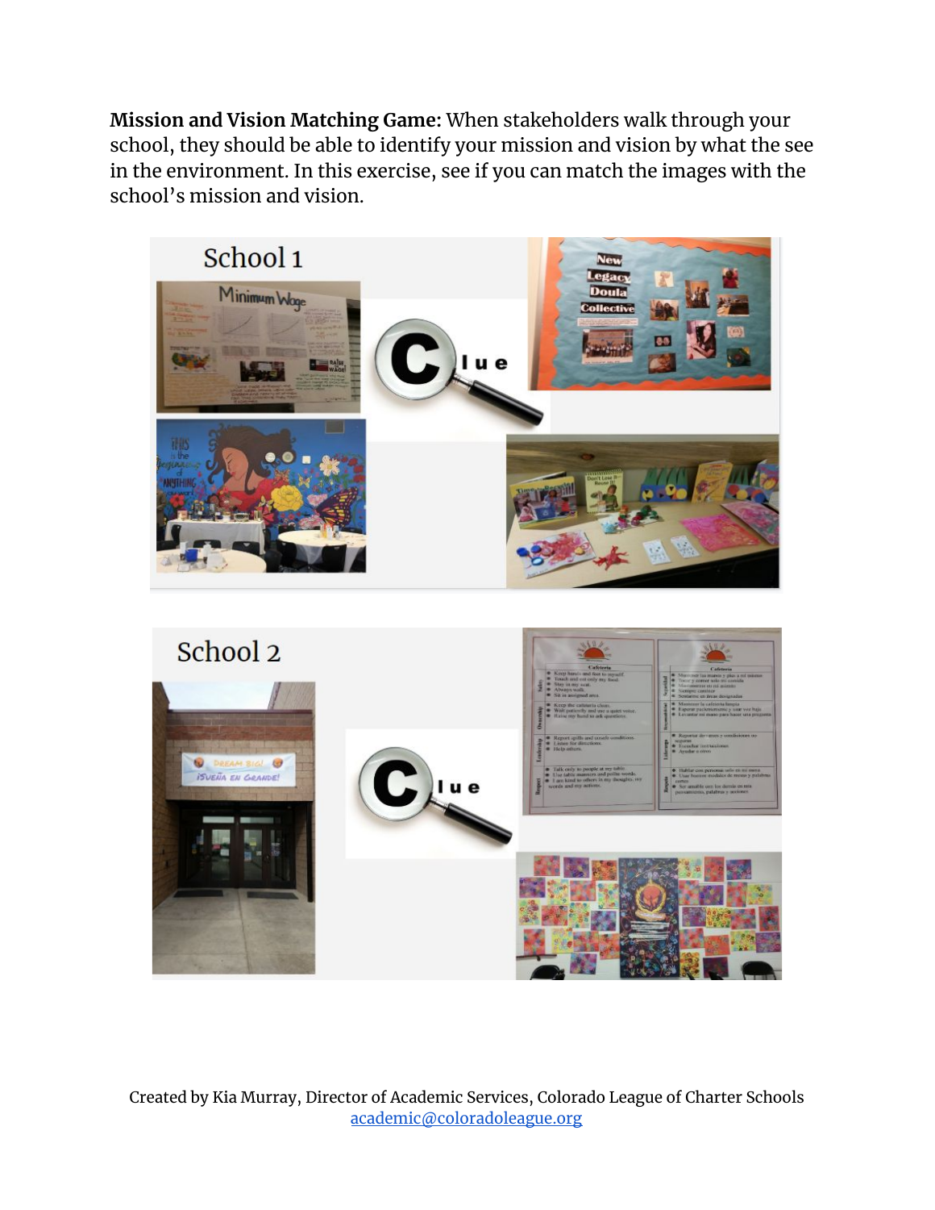**Mission and Vision Matching Game:** When stakeholders walk through your school, they should be able to identify your mission and vision by what the see in the environment. In this exercise, see if you can match the images with the school's mission and vision.

School 1

School 2

Created by Kia Murray, Director of Academic Services, Colorado League of Charter Schools
academic@coloradoleague.org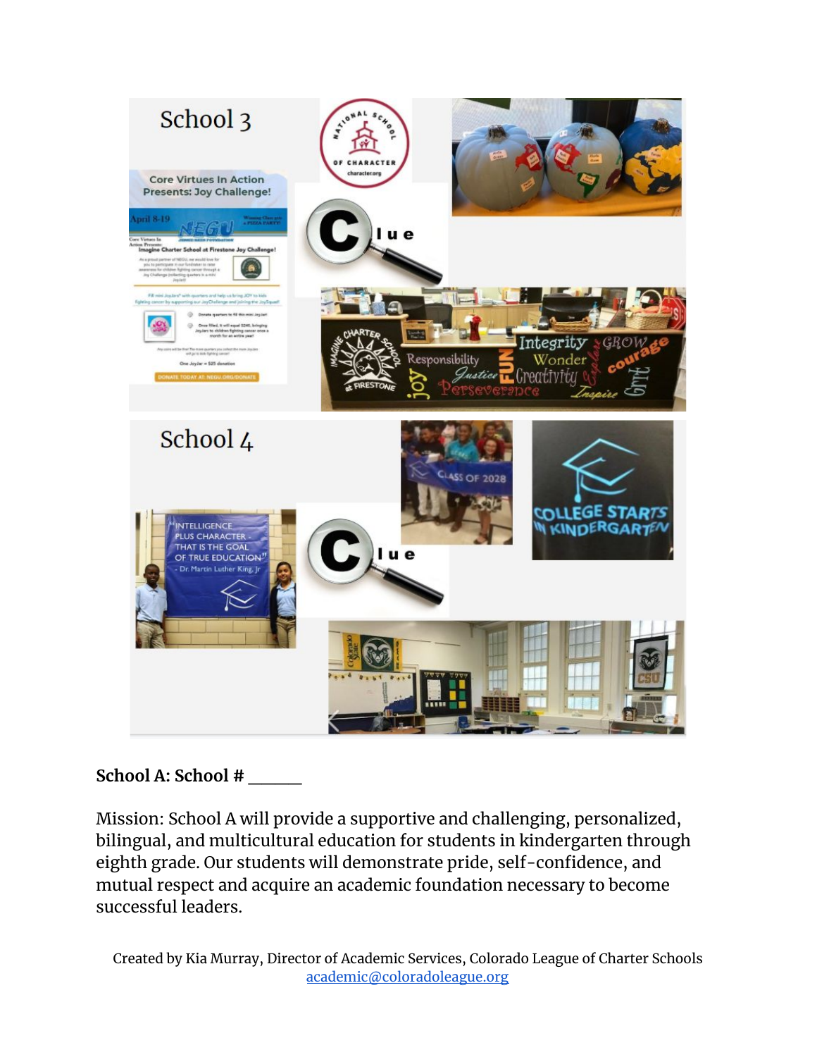School 3

Core Virtues In Action Presents: Joy Challenge!

Clue

School 4

Clue

**School A: School # ______**

Mission: School A will provide a supportive and challenging, personalized, bilingual, and multicultural education for students in kindergarten through eighth grade. Our students will demonstrate pride, self-confidence, and mutual respect and acquire an academic foundation necessary to become successful leaders.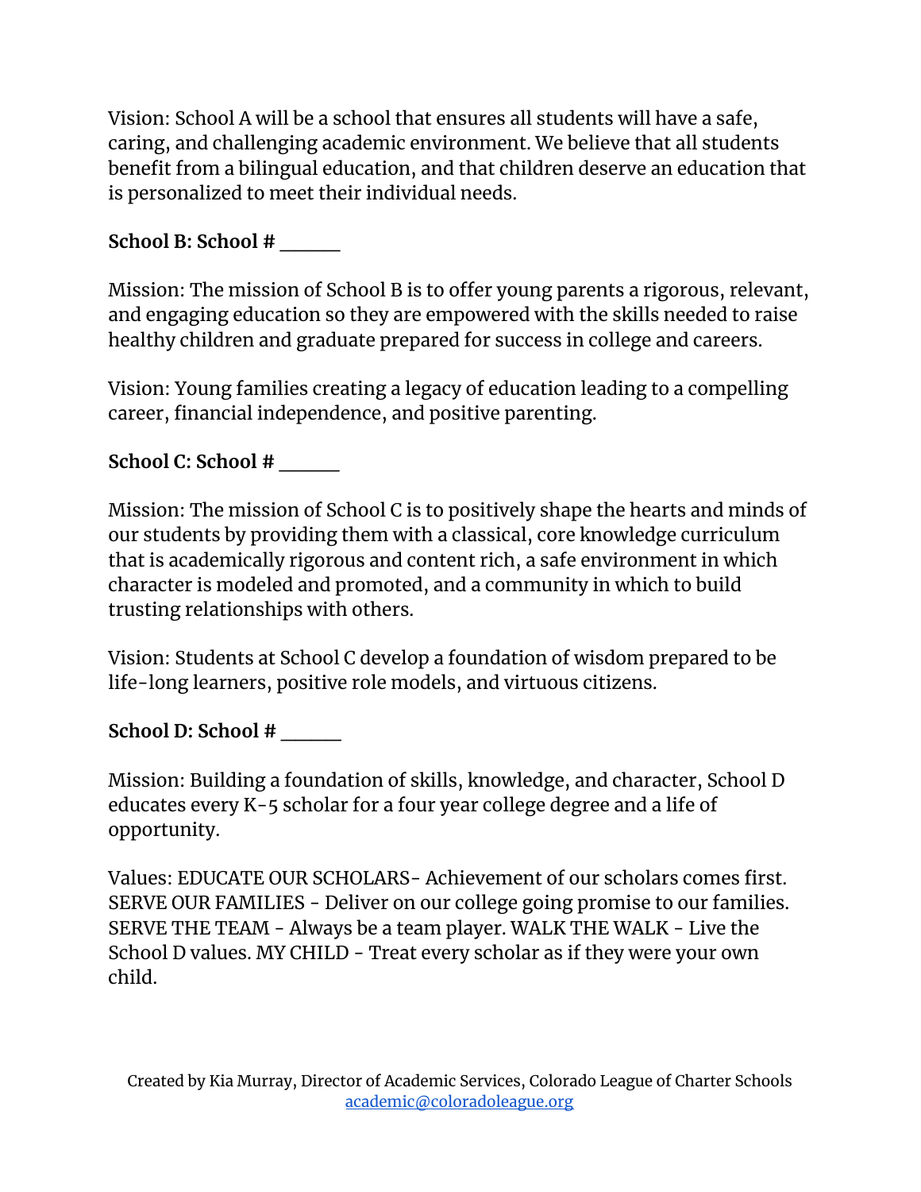Vision: School A will be a school that ensures all students will have a safe, caring, and challenging academic environment. We believe that all students benefit from a bilingual education, and that children deserve an education that is personalized to meet their individual needs.

**School B: School # ______**

Mission: The mission of School B is to offer young parents a rigorous, relevant, and engaging education so they are empowered with the skills needed to raise healthy children and graduate prepared for success in college and careers.

Vision: Young families creating a legacy of education leading to a compelling career, financial independence, and positive parenting.

**School C: School # ______**

Mission: The mission of School C is to positively shape the hearts and minds of our students by providing them with a classical, core knowledge curriculum that is academically rigorous and content rich, a safe environment in which character is modeled and promoted, and a community in which to build trusting relationships with others.

Vision: Students at School C develop a foundation of wisdom prepared to be life-long learners, positive role models, and virtuous citizens.

**School D: School # ______**

Mission: Building a foundation of skills, knowledge, and character, School D educates every K-5 scholar for a four year college degree and a life of opportunity.

Values: EDUCATE OUR SCHOLARS- Achievement of our scholars comes first. SERVE OUR FAMILIES - Deliver on our college going promise to our families. SERVE THE TEAM - Always be a team player. WALK THE WALK - Live the School D values. MY CHILD - Treat every scholar as if they were your own child.

Created by Kia Murray, Director of Academic Services, Colorado League of Charter Schools
academic@coloradoleague.org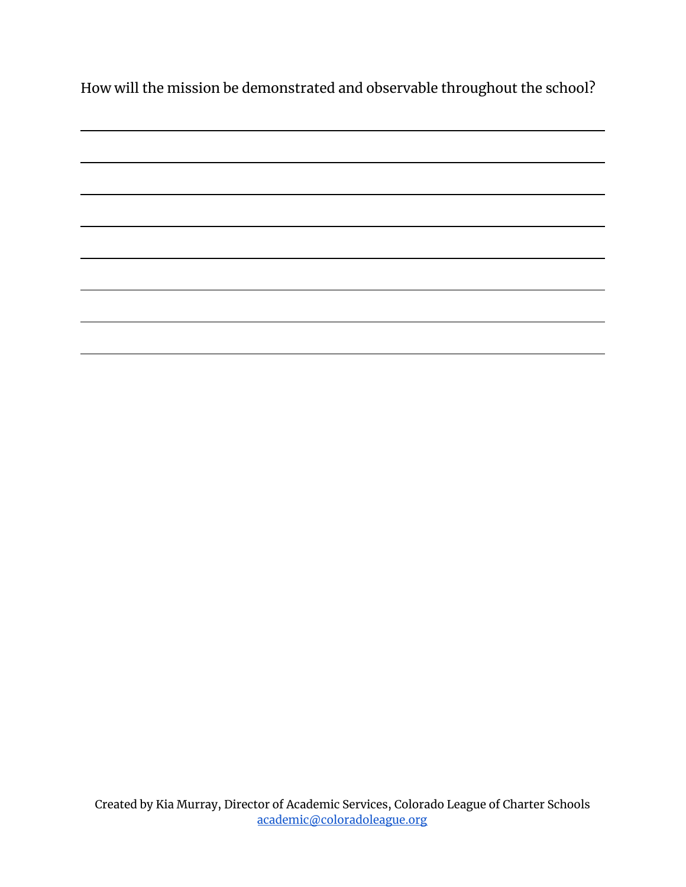How will the mission be demonstrated and observable throughout the school?

Created by Kia Murray, Director of Academic Services, Colorado League of Charter Schools
academic@coloradoleague.org